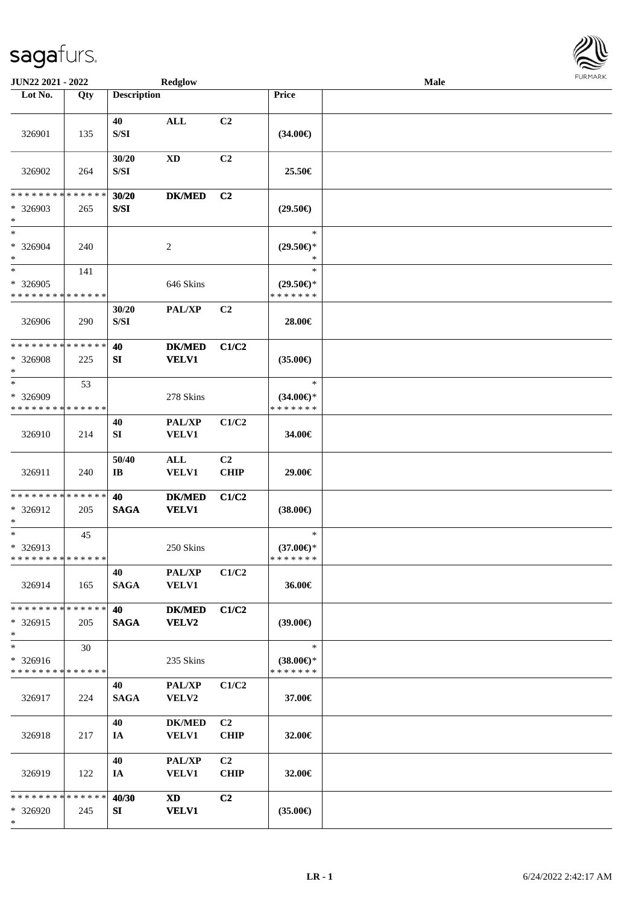**JUN22 2021 - 2022** | **Redglow** | **Male**

| Lot No. | Qty | Description | | | Price | |
|---|---|---|---|---|---|---|
| 326901 | 135 | 40 S/SI | ALL | C2 | (34.00€) | |
| 326902 | 264 | 30/20 S/SI | XD | C2 | 25.50€ | |
| * * * * * * * * * * * * * * * 326903 * | 265 | 30/20 S/SI | DK/MED | C2 | (29.50€) | |
| * * 326904 * | 240 | | 2 | | * (29.50€)* * | |
| * * 326905 * * * * * * * * * * * * * * | 141 | | 646 Skins | | * (29.50€)* * * * * * * * | |
| 326906 | 290 | 30/20 S/SI | PAL/XP | C2 | 28.00€ | |
| * * * * * * * * * * * * * * * 326908 * | 225 | 40 SI | DK/MED VELV1 | C1/C2 | (35.00€) | |
| * * 326909 * * * * * * * * * * * * * * | 53 | | 278 Skins | | * (34.00€)* * * * * * * * | |
| 326910 | 214 | 40 SI | PAL/XP VELV1 | C1/C2 | 34.00€ | |
| 326911 | 240 | 50/40 IB | ALL VELV1 | C2 CHIP | 29.00€ | |
| * * * * * * * * * * * * * * * 326912 * | 205 | 40 SAGA | DK/MED VELV1 | C1/C2 | (38.00€) | |
| * * 326913 * * * * * * * * * * * * * * | 45 | | 250 Skins | | * (37.00€)* * * * * * * * | |
| 326914 | 165 | 40 SAGA | PAL/XP VELV1 | C1/C2 | 36.00€ | |
| * * * * * * * * * * * * * * * 326915 * | 205 | 40 SAGA | DK/MED VELV2 | C1/C2 | (39.00€) | |
| * * 326916 * * * * * * * * * * * * * * | 30 | | 235 Skins | | * (38.00€)* * * * * * * * | |
| 326917 | 224 | 40 SAGA | PAL/XP VELV2 | C1/C2 | 37.00€ | |
| 326918 | 217 | 40 IA | DK/MED VELV1 | C2 CHIP | 32.00€ | |
| 326919 | 122 | 40 IA | PAL/XP VELV1 | C2 CHIP | 32.00€ | |
| * * * * * * * * * * * * * * * 326920 * | 245 | 40/30 SI | XD VELV1 | C2 | (35.00€) | |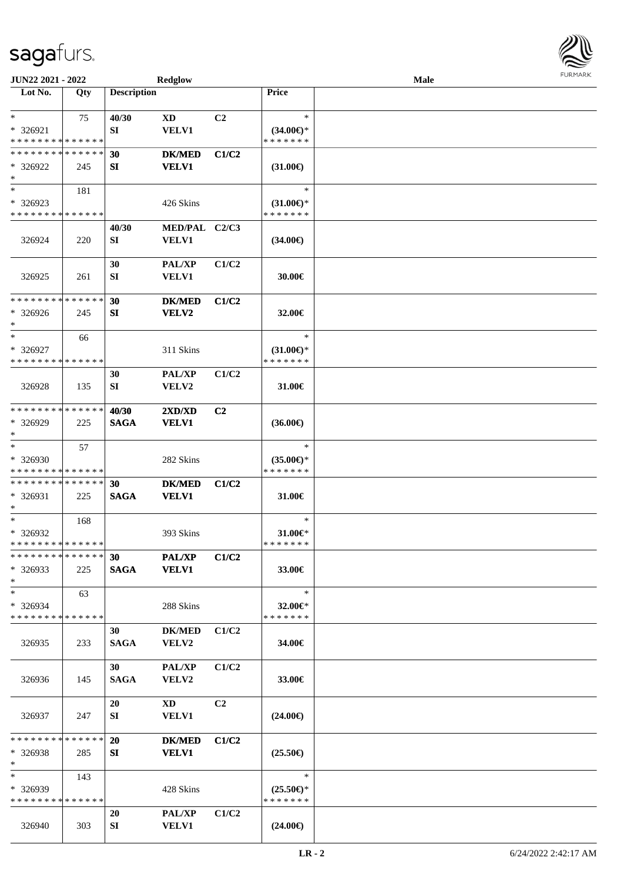JUN22 2021 - 2022 | Redglow | Male

| Lot No. | Qty | Description | | | Price | |
|---|---|---|---|---|---|---|
| * | 75 | 40/30 | XD | C2 | * | |
| * 326921 | | SI | VELV1 | | (34.00€)* | |
| * * * * * * * * * * * * * * | | | | | * * * * * * * | |
| * * * * * * * * * * * * * * | | 30 | DK/MED | C1/C2 | | |
| * 326922 | 245 | SI | VELV1 | | (31.00€) | |
| * | | | | | | |
| * | 181 | | | | * | |
| * 326923 | | | 426 Skins | | (31.00€)* | |
| * * * * * * * * * * * * * * | | | | | * * * * * * * | |
| | | 40/30 | MED/PAL | C2/C3 | | |
| 326924 | 220 | SI | VELV1 | | (34.00€) | |
| | | 30 | PAL/XP | C1/C2 | | |
| 326925 | 261 | SI | VELV1 | | 30.00€ | |
| * * * * * * * * * * * * * * | | 30 | DK/MED | C1/C2 | | |
| * 326926 | 245 | SI | VELV2 | | 32.00€ | |
| * | | | | | | |
| * | 66 | | | | * | |
| * 326927 | | | 311 Skins | | (31.00€)* | |
| * * * * * * * * * * * * * * | | | | | * * * * * * * | |
| | | 30 | PAL/XP | C1/C2 | | |
| 326928 | 135 | SI | VELV2 | | 31.00€ | |
| * * * * * * * * * * * * * * | | 40/30 | 2XD/XD | C2 | | |
| * 326929 | 225 | SAGA | VELV1 | | (36.00€) | |
| * | | | | | | |
| * | 57 | | | | * | |
| * 326930 | | | 282 Skins | | (35.00€)* | |
| * * * * * * * * * * * * * * | | | | | * * * * * * * | |
| * * * * * * * * * * * * * * | | 30 | DK/MED | C1/C2 | | |
| * 326931 | 225 | SAGA | VELV1 | | 31.00€ | |
| * | | | | | | |
| * | 168 | | | | * | |
| * 326932 | | | 393 Skins | | 31.00€* | |
| * * * * * * * * * * * * * * | | | | | * * * * * * * | |
| * * * * * * * * * * * * * * | | 30 | PAL/XP | C1/C2 | | |
| * 326933 | 225 | SAGA | VELV1 | | 33.00€ | |
| * | | | | | | |
| * | 63 | | | | * | |
| * 326934 | | | 288 Skins | | 32.00€* | |
| * * * * * * * * * * * * * * | | | | | * * * * * * * | |
| | | 30 | DK/MED | C1/C2 | | |
| 326935 | 233 | SAGA | VELV2 | | 34.00€ | |
| | | 30 | PAL/XP | C1/C2 | | |
| 326936 | 145 | SAGA | VELV2 | | 33.00€ | |
| | | 20 | XD | C2 | | |
| 326937 | 247 | SI | VELV1 | | (24.00€) | |
| * * * * * * * * * * * * * * | | 20 | DK/MED | C1/C2 | | |
| * 326938 | 285 | SI | VELV1 | | (25.50€) | |
| * | | | | | | |
| * | 143 | | | | * | |
| * 326939 | | | 428 Skins | | (25.50€)* | |
| * * * * * * * * * * * * * * | | | | | * * * * * * * | |
| | | 20 | PAL/XP | C1/C2 | | |
| 326940 | 303 | SI | VELV1 | | (24.00€) | |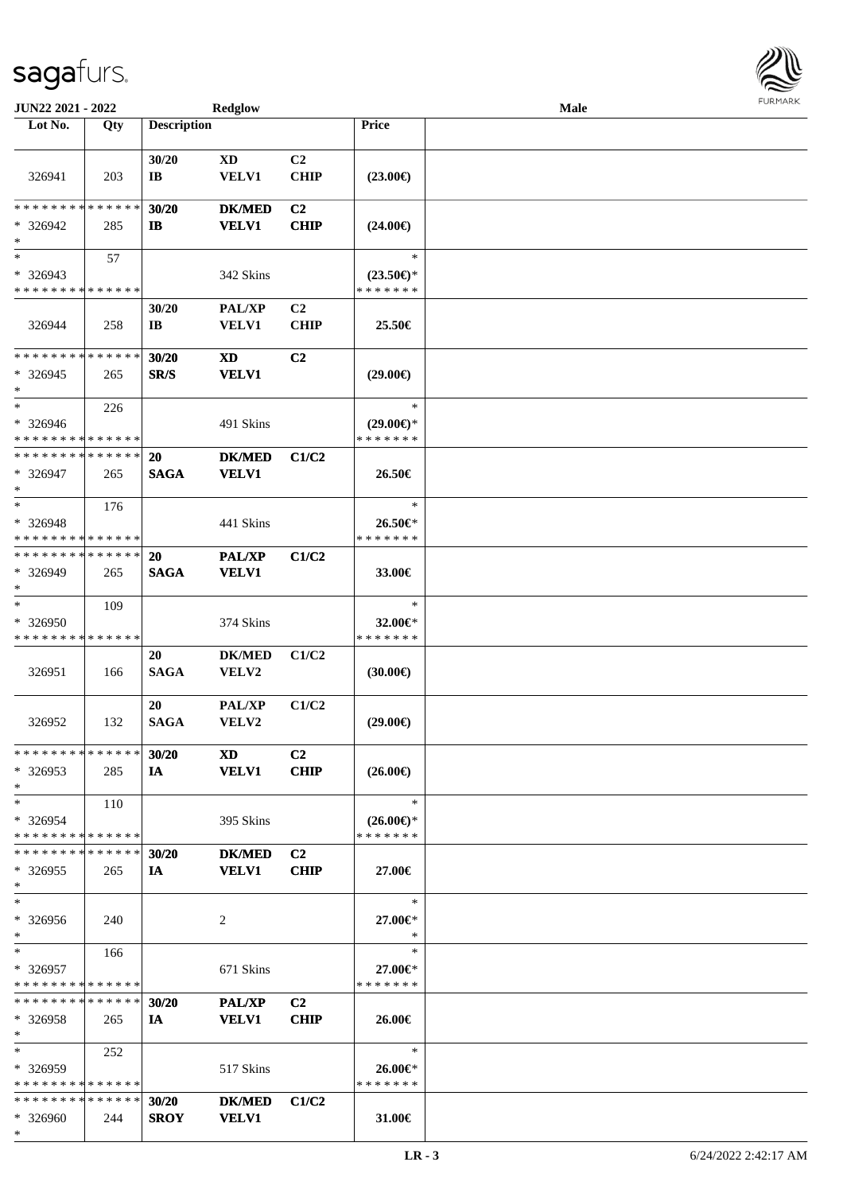| Lot No. | Qty | Description | | | Price | |
|---|---|---|---|---|---|---|
| 326941 | 203 | 30/20<br>IB | XD<br>VELV1 | C2<br>CHIP | (23.00€) | |
| * * * * * * * * * * * * * *<br>* 326942<br>* | 285 | 30/20<br>IB | DK/MED<br>VELV1 | C2<br>CHIP | (24.00€) | |
| *<br>* 326943<br>* * * * * * * * * * * * * * | 57 | | 342 Skins | | *<br>(23.50€)*<br>* * * * * * * | |
| 326944 | 258 | 30/20<br>IB | PAL/XP<br>VELV1 | C2<br>CHIP | 25.50€ | |
| * * * * * * * * * * * * * *<br>* 326945<br>* | 265 | 30/20<br>SR/S | XD<br>VELV1 | C2 | (29.00€) | |
| *<br>* 326946<br>* * * * * * * * * * * * * * | 226 | | 491 Skins | | *<br>(29.00€)*<br>* * * * * * * | |
| * * * * * * * * * * * * * *<br>* 326947<br>* | 265 | 20<br>SAGA | DK/MED<br>VELV1 | C1/C2 | 26.50€ | |
| *<br>* 326948<br>* * * * * * * * * * * * * * | 176 | | 441 Skins | | *<br>26.50€*<br>* * * * * * * | |
| * * * * * * * * * * * * * *<br>* 326949<br>* | 265 | 20<br>SAGA | PAL/XP<br>VELV1 | C1/C2 | 33.00€ | |
| *<br>* 326950<br>* * * * * * * * * * * * * * | 109 | | 374 Skins | | *<br>32.00€*<br>* * * * * * * | |
| 326951 | 166 | 20<br>SAGA | DK/MED<br>VELV2 | C1/C2 | (30.00€) | |
| 326952 | 132 | 20<br>SAGA | PAL/XP<br>VELV2 | C1/C2 | (29.00€) | |
| * * * * * * * * * * * * * *<br>* 326953<br>* | 285 | 30/20<br>IA | XD<br>VELV1 | C2<br>CHIP | (26.00€) | |
| *<br>* 326954<br>* * * * * * * * * * * * * * | 110 | | 395 Skins | | *<br>(26.00€)*<br>* * * * * * * | |
| * * * * * * * * * * * * * *<br>* 326955<br>* | 265 | 30/20<br>IA | DK/MED<br>VELV1 | C2<br>CHIP | 27.00€ | |
| *<br>* 326956<br>* | 240 | | 2 | | *<br>27.00€*<br>* | |
| *<br>* 326957<br>* * * * * * * * * * * * * * | 166 | | 671 Skins | | *<br>27.00€*<br>* * * * * * * | |
| * * * * * * * * * * * * * *<br>* 326958<br>* | 265 | 30/20<br>IA | PAL/XP<br>VELV1 | C2<br>CHIP | 26.00€ | |
| *<br>* 326959<br>* * * * * * * * * * * * * * | 252 | | 517 Skins | | *<br>26.00€*<br>* * * * * * * | |
| * * * * * * * * * * * * * *<br>* 326960<br>* | 244 | 30/20<br>SROY | DK/MED<br>VELV1 | C1/C2 | 31.00€ | |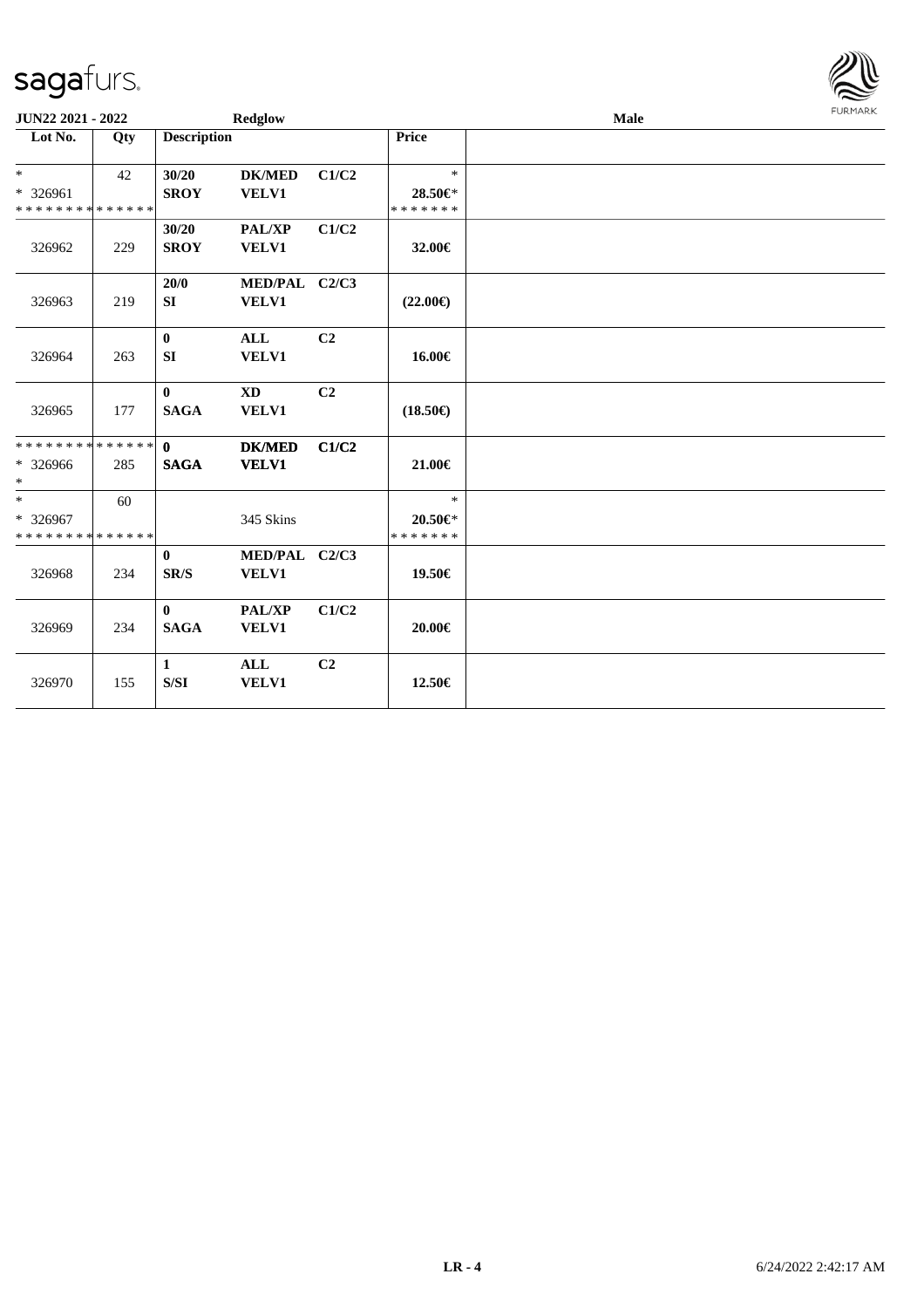JUN22 2021 - 2022 | Redglow | Male

| Lot No. | Qty | Description | | | Price | |
|---|---|---|---|---|---|---|
| * <br> * 326961 <br> * * * * * * * * * * * * * * | 42 | 30/20 <br> SROY | DK/MED <br> VELV1 | C1/C2 | * <br> 28.50€* <br> * * * * * * * | |
| 326962 | 229 | 30/20 <br> SROY | PAL/XP <br> VELV1 | C1/C2 | 32.00€ | |
| 326963 | 219 | 20/0 <br> SI | MED/PAL <br> VELV1 | C2/C3 | (22.00€) | |
| 326964 | 263 | 0 <br> SI | ALL <br> VELV1 | C2 | 16.00€ | |
| 326965 | 177 | 0 <br> SAGA | XD <br> VELV1 | C2 | (18.50€) | |
| * * * * * * * * * * * * * * <br> * 326966 <br> * | 285 | 0 <br> SAGA | DK/MED <br> VELV1 | C1/C2 | 21.00€ | |
| * <br> * 326967 <br> * * * * * * * * * * * * * * | 60 | | 345 Skins | | * <br> 20.50€* <br> * * * * * * * | |
| 326968 | 234 | 0 <br> SR/S | MED/PAL <br> VELV1 | C2/C3 | 19.50€ | |
| 326969 | 234 | 0 <br> SAGA | PAL/XP <br> VELV1 | C1/C2 | 20.00€ | |
| 326970 | 155 | 1 <br> S/SI | ALL <br> VELV1 | C2 | 12.50€ | |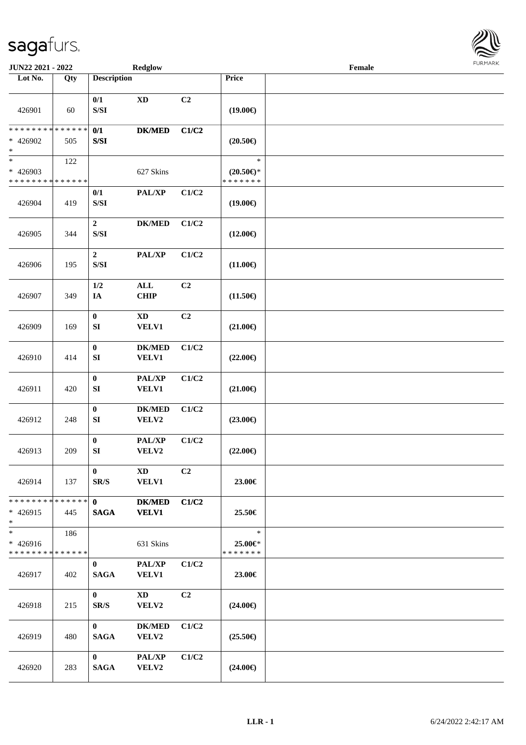| Lot No. | Qty | Description | | | Price | |
|---|---|---|---|---|---|---|
| 426901 | 60 | 0/1 S/SI | XD | C2 | (19.00€) | |
| * * * * * * * * * * * * * * * 426902 * | 505 | 0/1 S/SI | DK/MED | C1/C2 | (20.50€) | |
| * * 426903 * * * * * * * * * * * * * * | 122 | | 627 Skins | | * (20.50€)* * * * * * * * | |
| 426904 | 419 | 0/1 S/SI | PAL/XP | C1/C2 | (19.00€) | |
| 426905 | 344 | 2 S/SI | DK/MED | C1/C2 | (12.00€) | |
| 426906 | 195 | 2 S/SI | PAL/XP | C1/C2 | (11.00€) | |
| 426907 | 349 | 1/2 IA | ALL CHIP | C2 | (11.50€) | |
| 426909 | 169 | 0 SI | XD VELV1 | C2 | (21.00€) | |
| 426910 | 414 | 0 SI | DK/MED VELV1 | C1/C2 | (22.00€) | |
| 426911 | 420 | 0 SI | PAL/XP VELV1 | C1/C2 | (21.00€) | |
| 426912 | 248 | 0 SI | DK/MED VELV2 | C1/C2 | (23.00€) | |
| 426913 | 209 | 0 SI | PAL/XP VELV2 | C1/C2 | (22.00€) | |
| 426914 | 137 | 0 SR/S | XD VELV1 | C2 | 23.00€ | |
| * * * * * * * * * * * * * * * 426915 * | 445 | 0 SAGA | DK/MED VELV1 | C1/C2 | 25.50€ | |
| * * 426916 * * * * * * * * * * * * * * | 186 | | 631 Skins | | * 25.00€* * * * * * * * | |
| 426917 | 402 | 0 SAGA | PAL/XP VELV1 | C1/C2 | 23.00€ | |
| 426918 | 215 | 0 SR/S | XD VELV2 | C2 | (24.00€) | |
| 426919 | 480 | 0 SAGA | DK/MED VELV2 | C1/C2 | (25.50€) | |
| 426920 | 283 | 0 SAGA | PAL/XP VELV2 | C1/C2 | (24.00€) | |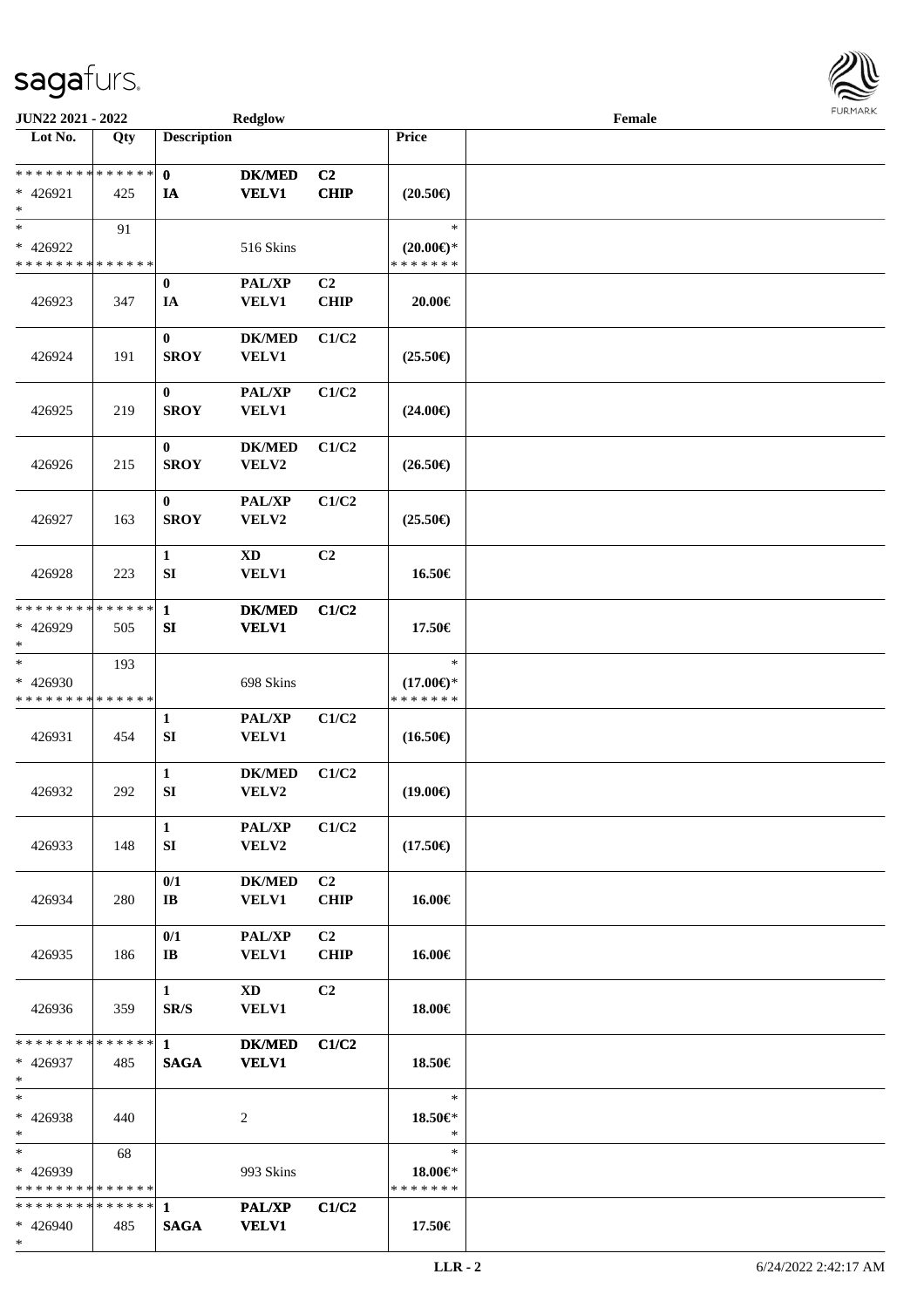JUN22 2021 - 2022 | Redglow | Female

| Lot No. | Qty | Description | | | Price | |
|---|---|---|---|---|---|---|
| * * * * * * * * * * * * * * * 426921 * | 425 | 0 IA | DK/MED VELV1 | C2 CHIP | (20.50€) | |
| * * 426922 * * * * * * * * * * * * * * | 91 | | 516 Skins | | * (20.00€)* * * * * * * * | |
| 426923 | 347 | 0 IA | PAL/XP VELV1 | C2 CHIP | 20.00€ | |
| 426924 | 191 | 0 SROY | DK/MED VELV1 | C1/C2 | (25.50€) | |
| 426925 | 219 | 0 SROY | PAL/XP VELV1 | C1/C2 | (24.00€) | |
| 426926 | 215 | 0 SROY | DK/MED VELV2 | C1/C2 | (26.50€) | |
| 426927 | 163 | 0 SROY | PAL/XP VELV2 | C1/C2 | (25.50€) | |
| 426928 | 223 | 1 SI | XD VELV1 | C2 | 16.50€ | |
| * * * * * * * * * * * * * * * 426929 * | 505 | 1 SI | DK/MED VELV1 | C1/C2 | 17.50€ | |
| * * 426930 * * * * * * * * * * * * * * | 193 | | 698 Skins | | * (17.00€)* * * * * * * * | |
| 426931 | 454 | 1 SI | PAL/XP VELV1 | C1/C2 | (16.50€) | |
| 426932 | 292 | 1 SI | DK/MED VELV2 | C1/C2 | (19.00€) | |
| 426933 | 148 | 1 SI | PAL/XP VELV2 | C1/C2 | (17.50€) | |
| 426934 | 280 | 0/1 IB | DK/MED VELV1 | C2 CHIP | 16.00€ | |
| 426935 | 186 | 0/1 IB | PAL/XP VELV1 | C2 CHIP | 16.00€ | |
| 426936 | 359 | 1 SR/S | XD VELV1 | C2 | 18.00€ | |
| * * * * * * * * * * * * * * * 426937 * | 485 | 1 SAGA | DK/MED VELV1 | C1/C2 | 18.50€ | |
| * * 426938 * | 440 | | 2 | | * 18.50€* * | |
| * * 426939 * * * * * * * * * * * * * * | 68 | | 993 Skins | | * 18.00€* * * * * * * * | |
| * * * * * * * * * * * * * * * 426940 * | 485 | 1 SAGA | PAL/XP VELV1 | C1/C2 | 17.50€ | |

LLR - 2 | 6/24/2022 2:42:17 AM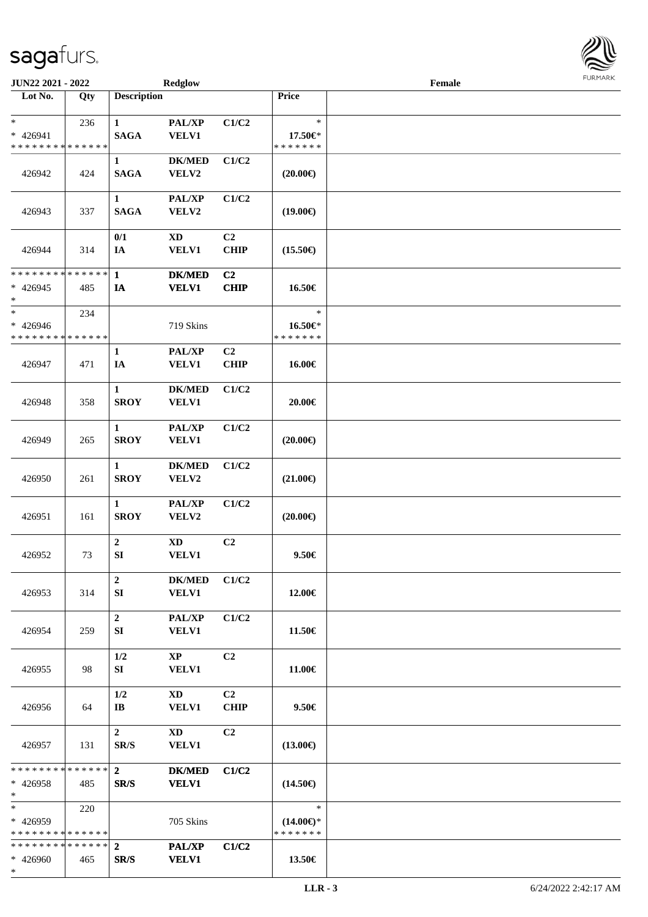JUN22 2021 - 2022 Redglow Female

| Lot No. | Qty | Description | | | Price |
|---|---|---|---|---|---|
| * <br> * 426941 <br> * * * * * * * * * * * * * * | 236 | 1 <br> SAGA | PAL/XP <br> VELV1 | C1/C2 | * <br> 17.50€* <br> * * * * * * * |
| 426942 | 424 | 1 <br> SAGA | DK/MED <br> VELV2 | C1/C2 | (20.00€) |
| 426943 | 337 | 1 <br> SAGA | PAL/XP <br> VELV2 | C1/C2 | (19.00€) |
| 426944 | 314 | 0/1 <br> IA | XD <br> VELV1 | C2 <br> CHIP | (15.50€) |
| * * * * * * * * * * * * * * <br> * 426945 <br> * | 485 | 1 <br> IA | DK/MED <br> VELV1 | C2 <br> CHIP | 16.50€ |
| * <br> * 426946 <br> * * * * * * * * * * * * * * | 234 | | 719 Skins | | * <br> 16.50€* <br> * * * * * * * |
| 426947 | 471 | 1 <br> IA | PAL/XP <br> VELV1 | C2 <br> CHIP | 16.00€ |
| 426948 | 358 | 1 <br> SROY | DK/MED <br> VELV1 | C1/C2 | 20.00€ |
| 426949 | 265 | 1 <br> SROY | PAL/XP <br> VELV1 | C1/C2 | (20.00€) |
| 426950 | 261 | 1 <br> SROY | DK/MED <br> VELV2 | C1/C2 | (21.00€) |
| 426951 | 161 | 1 <br> SROY | PAL/XP <br> VELV2 | C1/C2 | (20.00€) |
| 426952 | 73 | 2 <br> SI | XD <br> VELV1 | C2 | 9.50€ |
| 426953 | 314 | 2 <br> SI | DK/MED <br> VELV1 | C1/C2 | 12.00€ |
| 426954 | 259 | 2 <br> SI | PAL/XP <br> VELV1 | C1/C2 | 11.50€ |
| 426955 | 98 | 1/2 <br> SI | XP <br> VELV1 | C2 | 11.00€ |
| 426956 | 64 | 1/2 <br> IB | XD <br> VELV1 | C2 <br> CHIP | 9.50€ |
| 426957 | 131 | 2 <br> SR/S | XD <br> VELV1 | C2 | (13.00€) |
| * * * * * * * * * * * * * * <br> * 426958 <br> * | 485 | 2 <br> SR/S | DK/MED <br> VELV1 | C1/C2 | (14.50€) |
| * <br> * 426959 <br> * * * * * * * * * * * * * * | 220 | | 705 Skins | | * <br> (14.00€)* <br> * * * * * * * |
| * * * * * * * * * * * * * * <br> * 426960 <br> * | 465 | 2 <br> SR/S | PAL/XP <br> VELV1 | C1/C2 | 13.50€ |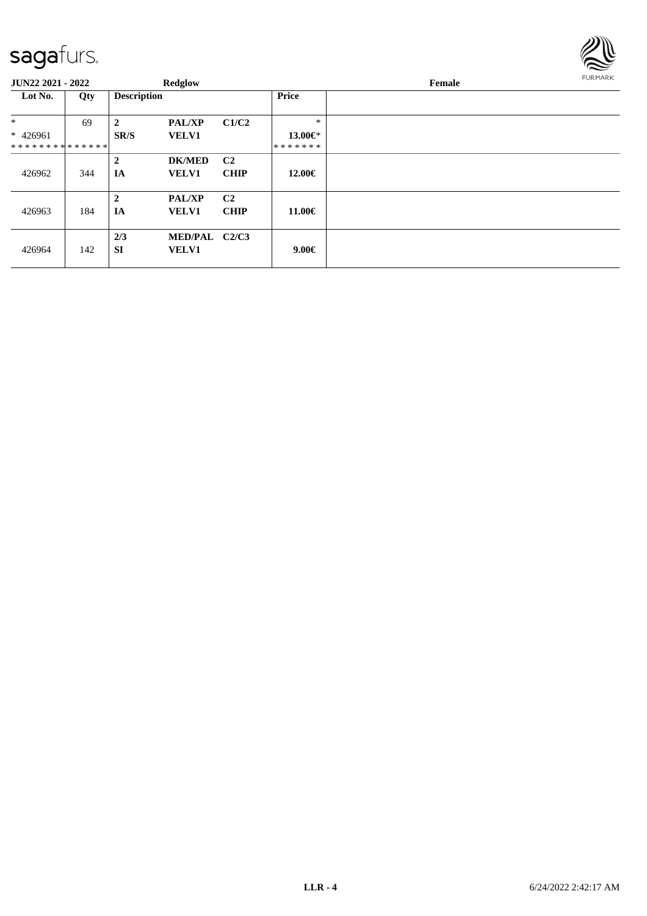JUN22 2021 - 2022 Redglow Female

| Lot No. | Qty | Description | | | Price | |
|---|---|---|---|---|---|---|
| * | 69 | 2 | **PAL/XP** | **C1/C2** | * | |
| * 426961 | | **SR/S** | **VELV1** | | 13.00€* | |
| ************** | | | | | ******* | |
| 426962 | 344 | **2** **IA** | **DK/MED** **VELV1** | **C2** **CHIP** | **12.00€** | |
| 426963 | 184 | **2** **IA** | **PAL/XP** **VELV1** | **C2** **CHIP** | **11.00€** | |
| 426964 | 142 | **2/3** **SI** | **MED/PAL** **VELV1** | **C2/C3** | **9.00€** | |

LLR - 4 6/24/2022 2:42:17 AM